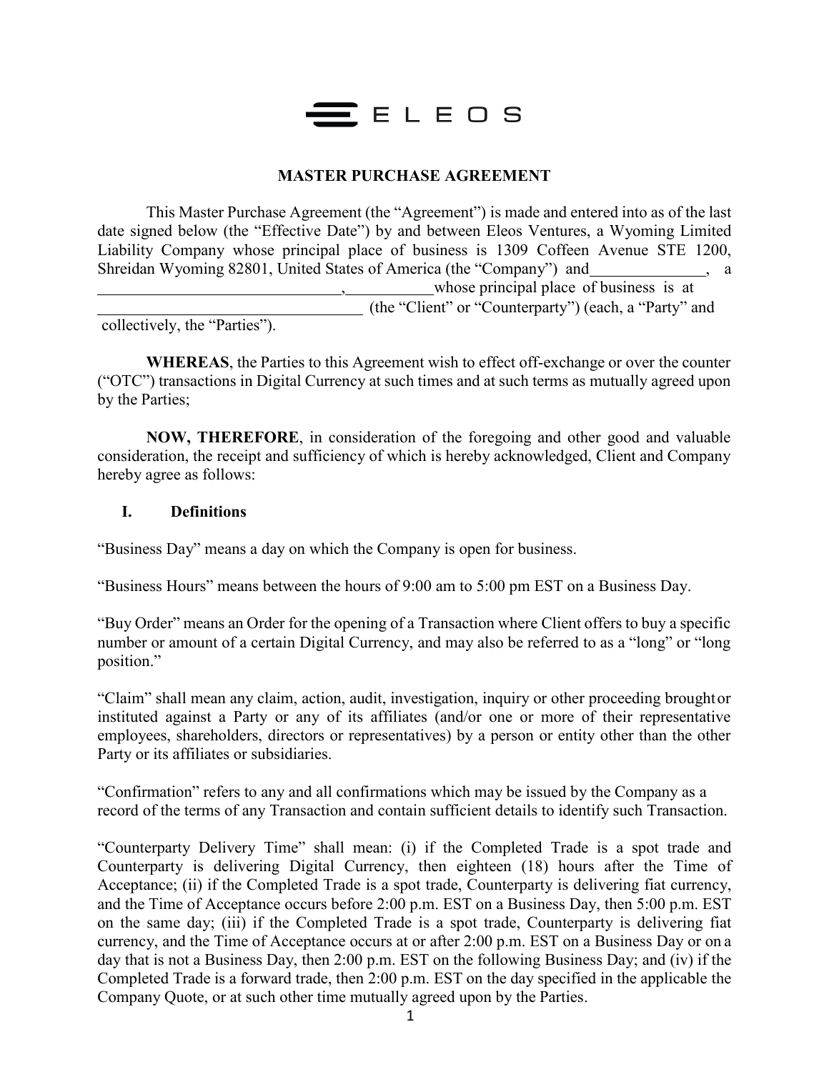ELEOS

# MASTER PURCHASE AGREEMENT

This Master Purchase Agreement (the "Agreement") is made and entered into as of the last date signed below (the "Effective Date") by and between Eleos Ventures, a Wyoming Limited Liability Company whose principal place of business is 1309 Coffeen Avenue STE 1200, Shreidan Wyoming 82801, United States of America (the "Company") and_______________, a ________________________________,___________whose principal place of business is at ___________________________________ (the "Client" or "Counterparty") (each, a "Party" and collectively, the "Parties").

**WHEREAS**, the Parties to this Agreement wish to effect off-exchange or over the counter ("OTC") transactions in Digital Currency at such times and at such terms as mutually agreed upon by the Parties;

**NOW, THEREFORE**, in consideration of the foregoing and other good and valuable consideration, the receipt and sufficiency of which is hereby acknowledged, Client and Company hereby agree as follows:

## I. Definitions

"Business Day" means a day on which the Company is open for business.

"Business Hours" means between the hours of 9:00 am to 5:00 pm EST on a Business Day.

"Buy Order" means an Order for the opening of a Transaction where Client offers to buy a specific number or amount of a certain Digital Currency, and may also be referred to as a "long" or "long position."

"Claim" shall mean any claim, action, audit, investigation, inquiry or other proceeding brought or instituted against a Party or any of its affiliates (and/or one or more of their representative employees, shareholders, directors or representatives) by a person or entity other than the other Party or its affiliates or subsidiaries.

"Confirmation" refers to any and all confirmations which may be issued by the Company as a record of the terms of any Transaction and contain sufficient details to identify such Transaction.

"Counterparty Delivery Time" shall mean: (i) if the Completed Trade is a spot trade and Counterparty is delivering Digital Currency, then eighteen (18) hours after the Time of Acceptance; (ii) if the Completed Trade is a spot trade, Counterparty is delivering fiat currency, and the Time of Acceptance occurs before 2:00 p.m. EST on a Business Day, then 5:00 p.m. EST on the same day; (iii) if the Completed Trade is a spot trade, Counterparty is delivering fiat currency, and the Time of Acceptance occurs at or after 2:00 p.m. EST on a Business Day or on a day that is not a Business Day, then 2:00 p.m. EST on the following Business Day; and (iv) if the Completed Trade is a forward trade, then 2:00 p.m. EST on the day specified in the applicable the Company Quote, or at such other time mutually agreed upon by the Parties.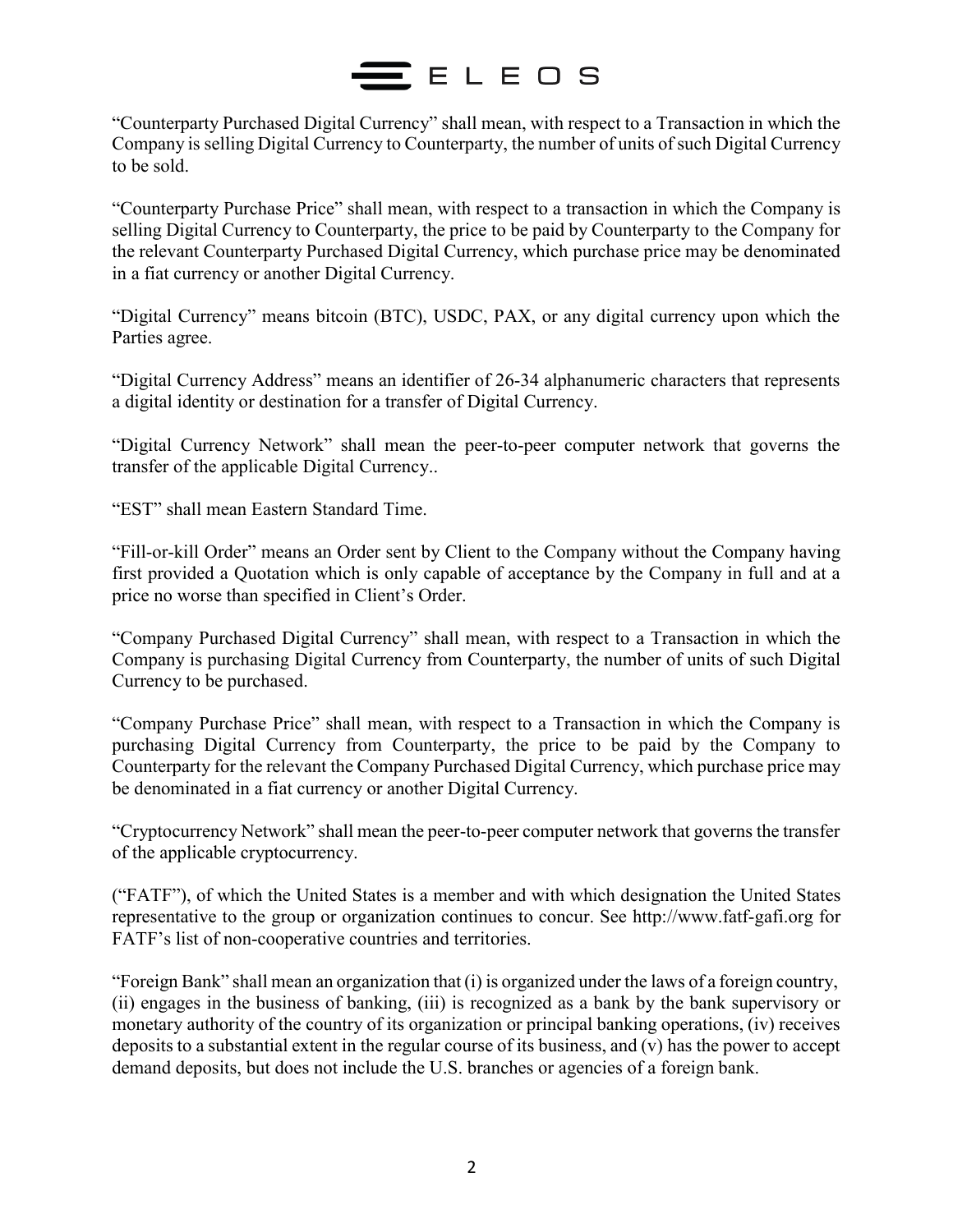"Counterparty Purchased Digital Currency" shall mean, with respect to a Transaction in which the Company is selling Digital Currency to Counterparty, the number of units of such Digital Currency to be sold.

"Counterparty Purchase Price" shall mean, with respect to a transaction in which the Company is selling Digital Currency to Counterparty, the price to be paid by Counterparty to the Company for the relevant Counterparty Purchased Digital Currency, which purchase price may be denominated in a fiat currency or another Digital Currency.

"Digital Currency" means bitcoin (BTC), USDC, PAX, or any digital currency upon which the Parties agree.

"Digital Currency Address" means an identifier of 26-34 alphanumeric characters that represents a digital identity or destination for a transfer of Digital Currency.

"Digital Currency Network" shall mean the peer-to-peer computer network that governs the transfer of the applicable Digital Currency..

"EST" shall mean Eastern Standard Time.

"Fill-or-kill Order" means an Order sent by Client to the Company without the Company having first provided a Quotation which is only capable of acceptance by the Company in full and at a price no worse than specified in Client's Order.

"Company Purchased Digital Currency" shall mean, with respect to a Transaction in which the Company is purchasing Digital Currency from Counterparty, the number of units of such Digital Currency to be purchased.

"Company Purchase Price" shall mean, with respect to a Transaction in which the Company is purchasing Digital Currency from Counterparty, the price to be paid by the Company to Counterparty for the relevant the Company Purchased Digital Currency, which purchase price may be denominated in a fiat currency or another Digital Currency.

"Cryptocurrency Network" shall mean the peer-to-peer computer network that governs the transfer of the applicable cryptocurrency.

("FATF"), of which the United States is a member and with which designation the United States representative to the group or organization continues to concur. See http://www.fatf-gafi.org for FATF's list of non-cooperative countries and territories.

"Foreign Bank" shall mean an organization that (i) is organized under the laws of a foreign country, (ii) engages in the business of banking, (iii) is recognized as a bank by the bank supervisory or monetary authority of the country of its organization or principal banking operations, (iv) receives deposits to a substantial extent in the regular course of its business, and (v) has the power to accept demand deposits, but does not include the U.S. branches or agencies of a foreign bank.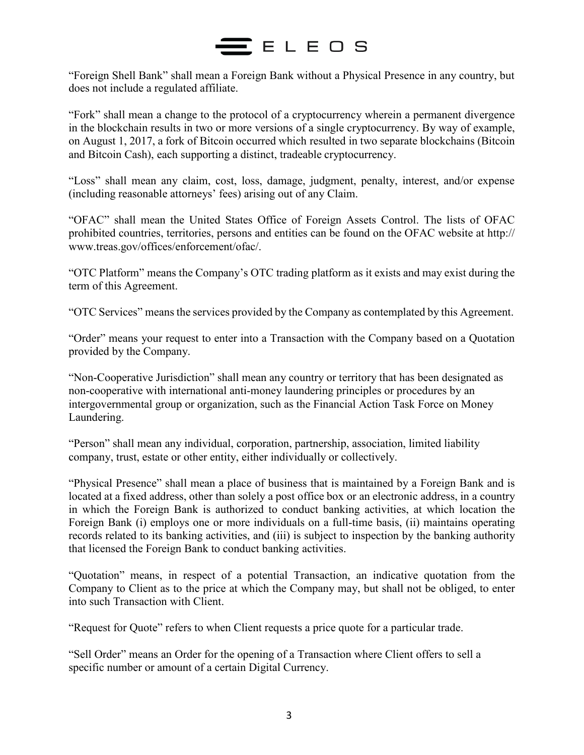"Foreign Shell Bank" shall mean a Foreign Bank without a Physical Presence in any country, but does not include a regulated affiliate.

"Fork" shall mean a change to the protocol of a cryptocurrency wherein a permanent divergence in the blockchain results in two or more versions of a single cryptocurrency. By way of example, on August 1, 2017, a fork of Bitcoin occurred which resulted in two separate blockchains (Bitcoin and Bitcoin Cash), each supporting a distinct, tradeable cryptocurrency.

"Loss" shall mean any claim, cost, loss, damage, judgment, penalty, interest, and/or expense (including reasonable attorneys' fees) arising out of any Claim.

"OFAC" shall mean the United States Office of Foreign Assets Control. The lists of OFAC prohibited countries, territories, persons and entities can be found on the OFAC website at http:// www.treas.gov/offices/enforcement/ofac/.

"OTC Platform" means the Company's OTC trading platform as it exists and may exist during the term of this Agreement.

"OTC Services" means the services provided by the Company as contemplated by this Agreement.

"Order" means your request to enter into a Transaction with the Company based on a Quotation provided by the Company.

"Non-Cooperative Jurisdiction" shall mean any country or territory that has been designated as non-cooperative with international anti-money laundering principles or procedures by an intergovernmental group or organization, such as the Financial Action Task Force on Money Laundering.

"Person" shall mean any individual, corporation, partnership, association, limited liability company, trust, estate or other entity, either individually or collectively.

"Physical Presence" shall mean a place of business that is maintained by a Foreign Bank and is located at a fixed address, other than solely a post office box or an electronic address, in a country in which the Foreign Bank is authorized to conduct banking activities, at which location the Foreign Bank (i) employs one or more individuals on a full-time basis, (ii) maintains operating records related to its banking activities, and (iii) is subject to inspection by the banking authority that licensed the Foreign Bank to conduct banking activities.

"Quotation" means, in respect of a potential Transaction, an indicative quotation from the Company to Client as to the price at which the Company may, but shall not be obliged, to enter into such Transaction with Client.

"Request for Quote" refers to when Client requests a price quote for a particular trade.

"Sell Order" means an Order for the opening of a Transaction where Client offers to sell a specific number or amount of a certain Digital Currency.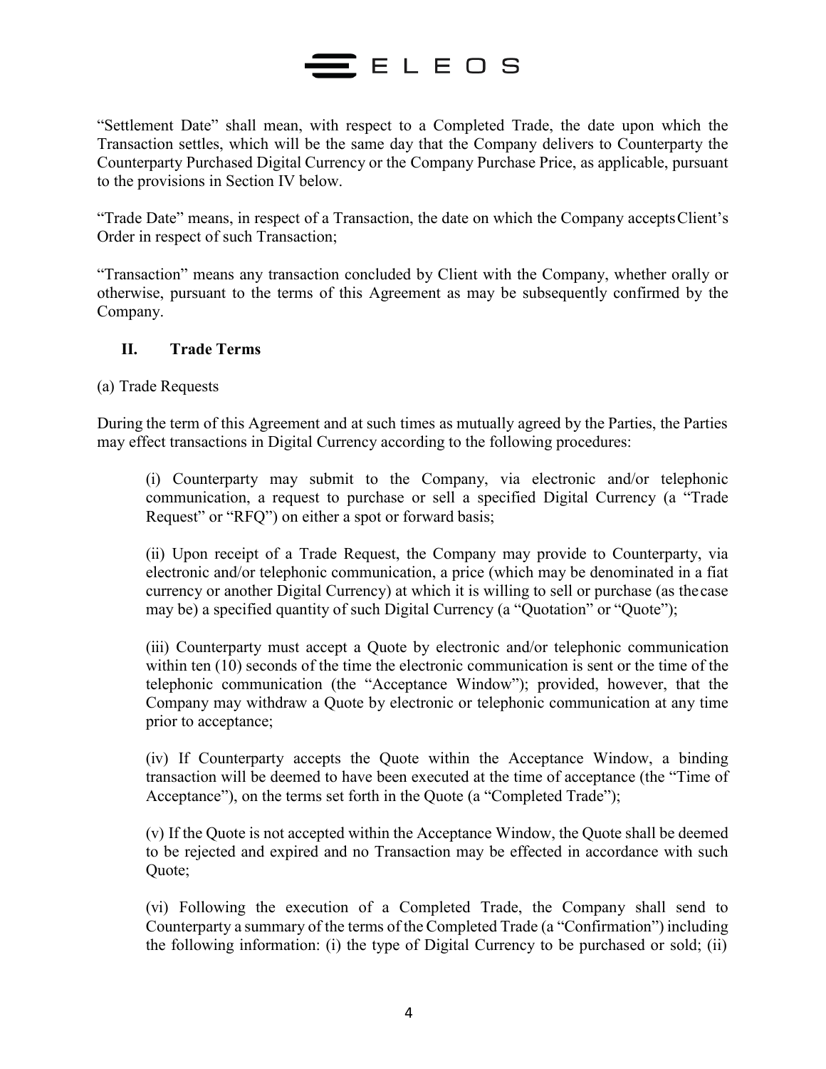"Settlement Date" shall mean, with respect to a Completed Trade, the date upon which the Transaction settles, which will be the same day that the Company delivers to Counterparty the Counterparty Purchased Digital Currency or the Company Purchase Price, as applicable, pursuant to the provisions in Section IV below.

"Trade Date" means, in respect of a Transaction, the date on which the Company accepts Client's Order in respect of such Transaction;

"Transaction" means any transaction concluded by Client with the Company, whether orally or otherwise, pursuant to the terms of this Agreement as may be subsequently confirmed by the Company.

## II. Trade Terms

(a) Trade Requests

During the term of this Agreement and at such times as mutually agreed by the Parties, the Parties may effect transactions in Digital Currency according to the following procedures:

(i) Counterparty may submit to the Company, via electronic and/or telephonic communication, a request to purchase or sell a specified Digital Currency (a "Trade Request" or "RFQ") on either a spot or forward basis;

(ii) Upon receipt of a Trade Request, the Company may provide to Counterparty, via electronic and/or telephonic communication, a price (which may be denominated in a fiat currency or another Digital Currency) at which it is willing to sell or purchase (as the case may be) a specified quantity of such Digital Currency (a "Quotation" or "Quote");

(iii) Counterparty must accept a Quote by electronic and/or telephonic communication within ten (10) seconds of the time the electronic communication is sent or the time of the telephonic communication (the "Acceptance Window"); provided, however, that the Company may withdraw a Quote by electronic or telephonic communication at any time prior to acceptance;

(iv) If Counterparty accepts the Quote within the Acceptance Window, a binding transaction will be deemed to have been executed at the time of acceptance (the "Time of Acceptance"), on the terms set forth in the Quote (a "Completed Trade");

(v) If the Quote is not accepted within the Acceptance Window, the Quote shall be deemed to be rejected and expired and no Transaction may be effected in accordance with such Quote;

(vi) Following the execution of a Completed Trade, the Company shall send to Counterparty a summary of the terms of the Completed Trade (a "Confirmation") including the following information: (i) the type of Digital Currency to be purchased or sold; (ii)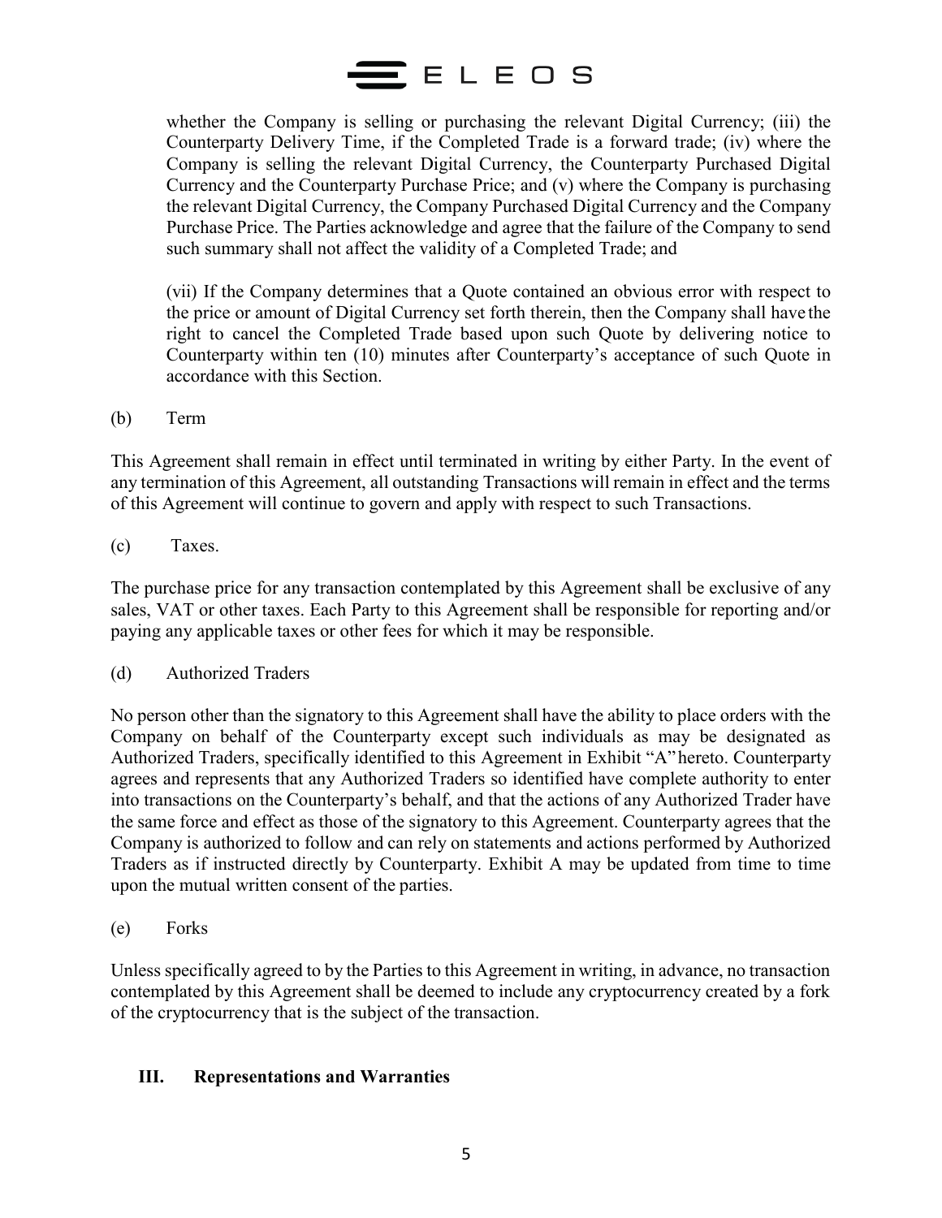whether the Company is selling or purchasing the relevant Digital Currency; (iii) the Counterparty Delivery Time, if the Completed Trade is a forward trade; (iv) where the Company is selling the relevant Digital Currency, the Counterparty Purchased Digital Currency and the Counterparty Purchase Price; and (v) where the Company is purchasing the relevant Digital Currency, the Company Purchased Digital Currency and the Company Purchase Price. The Parties acknowledge and agree that the failure of the Company to send such summary shall not affect the validity of a Completed Trade; and

(vii) If the Company determines that a Quote contained an obvious error with respect to the price or amount of Digital Currency set forth therein, then the Company shall have the right to cancel the Completed Trade based upon such Quote by delivering notice to Counterparty within ten (10) minutes after Counterparty's acceptance of such Quote in accordance with this Section.

(b) Term

This Agreement shall remain in effect until terminated in writing by either Party. In the event of any termination of this Agreement, all outstanding Transactions will remain in effect and the terms of this Agreement will continue to govern and apply with respect to such Transactions.

(c) Taxes.

The purchase price for any transaction contemplated by this Agreement shall be exclusive of any sales, VAT or other taxes. Each Party to this Agreement shall be responsible for reporting and/or paying any applicable taxes or other fees for which it may be responsible.

(d) Authorized Traders

No person other than the signatory to this Agreement shall have the ability to place orders with the Company on behalf of the Counterparty except such individuals as may be designated as Authorized Traders, specifically identified to this Agreement in Exhibit "A" hereto. Counterparty agrees and represents that any Authorized Traders so identified have complete authority to enter into transactions on the Counterparty's behalf, and that the actions of any Authorized Trader have the same force and effect as those of the signatory to this Agreement. Counterparty agrees that the Company is authorized to follow and can rely on statements and actions performed by Authorized Traders as if instructed directly by Counterparty. Exhibit A may be updated from time to time upon the mutual written consent of the parties.

(e) Forks

Unless specifically agreed to by the Parties to this Agreement in writing, in advance, no transaction contemplated by this Agreement shall be deemed to include any cryptocurrency created by a fork of the cryptocurrency that is the subject of the transaction.

## III. Representations and Warranties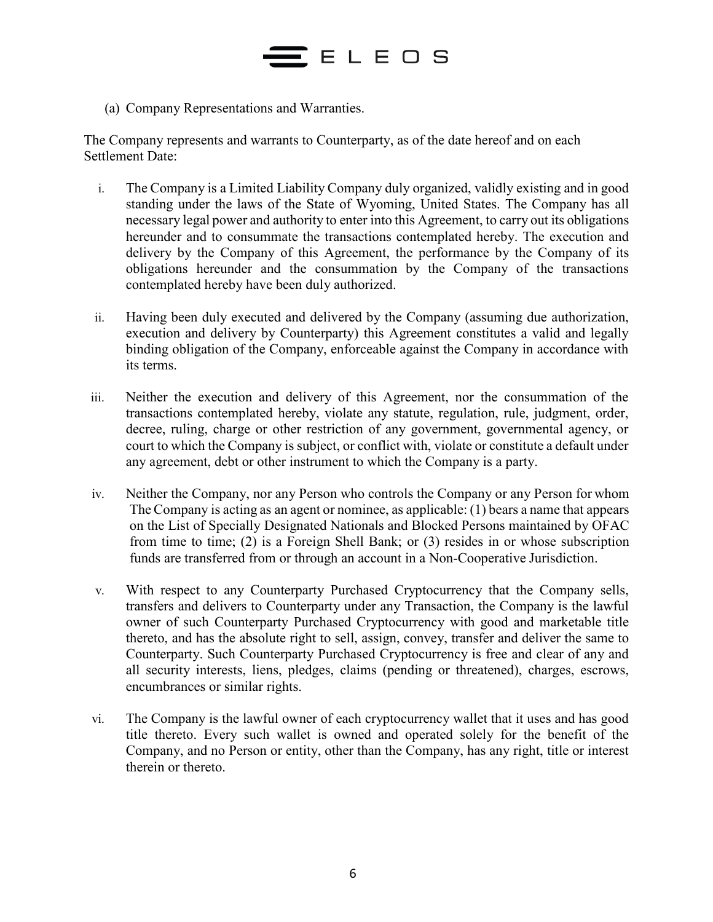(a) Company Representations and Warranties.

The Company represents and warrants to Counterparty, as of the date hereof and on each Settlement Date:

i. The Company is a Limited Liability Company duly organized, validly existing and in good standing under the laws of the State of Wyoming, United States. The Company has all necessary legal power and authority to enter into this Agreement, to carry out its obligations hereunder and to consummate the transactions contemplated hereby. The execution and delivery by the Company of this Agreement, the performance by the Company of its obligations hereunder and the consummation by the Company of the transactions contemplated hereby have been duly authorized.

ii. Having been duly executed and delivered by the Company (assuming due authorization, execution and delivery by Counterparty) this Agreement constitutes a valid and legally binding obligation of the Company, enforceable against the Company in accordance with its terms.

iii. Neither the execution and delivery of this Agreement, nor the consummation of the transactions contemplated hereby, violate any statute, regulation, rule, judgment, order, decree, ruling, charge or other restriction of any government, governmental agency, or court to which the Company is subject, or conflict with, violate or constitute a default under any agreement, debt or other instrument to which the Company is a party.

iv. Neither the Company, nor any Person who controls the Company or any Person for whom The Company is acting as an agent or nominee, as applicable: (1) bears a name that appears on the List of Specially Designated Nationals and Blocked Persons maintained by OFAC from time to time; (2) is a Foreign Shell Bank; or (3) resides in or whose subscription funds are transferred from or through an account in a Non-Cooperative Jurisdiction.

v. With respect to any Counterparty Purchased Cryptocurrency that the Company sells, transfers and delivers to Counterparty under any Transaction, the Company is the lawful owner of such Counterparty Purchased Cryptocurrency with good and marketable title thereto, and has the absolute right to sell, assign, convey, transfer and deliver the same to Counterparty. Such Counterparty Purchased Cryptocurrency is free and clear of any and all security interests, liens, pledges, claims (pending or threatened), charges, escrows, encumbrances or similar rights.

vi. The Company is the lawful owner of each cryptocurrency wallet that it uses and has good title thereto. Every such wallet is owned and operated solely for the benefit of the Company, and no Person or entity, other than the Company, has any right, title or interest therein or thereto.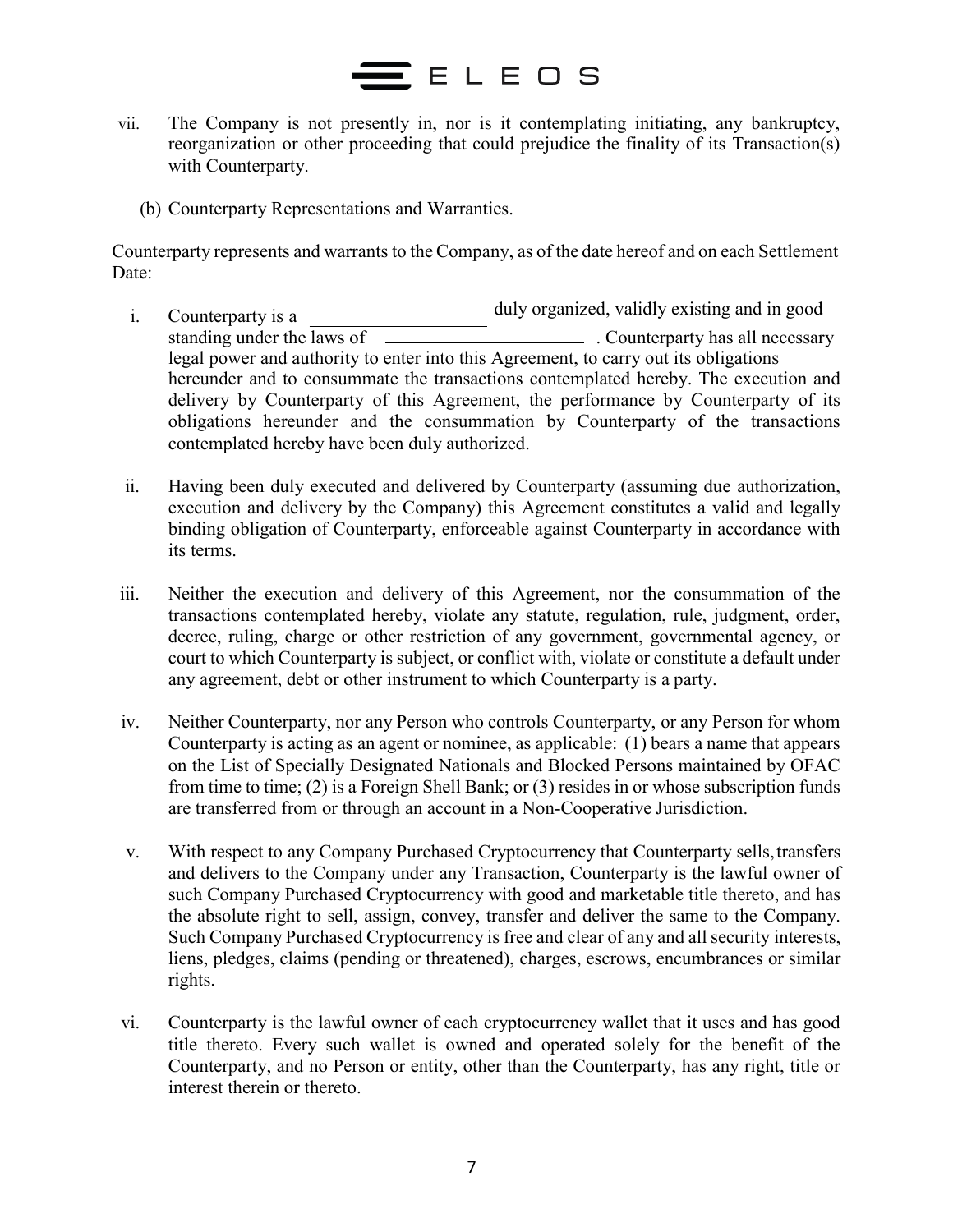vii. The Company is not presently in, nor is it contemplating initiating, any bankruptcy, reorganization or other proceeding that could prejudice the finality of its Transaction(s) with Counterparty.

(b) Counterparty Representations and Warranties.

Counterparty represents and warrants to the Company, as of the date hereof and on each Settlement Date:

i. Counterparty is a \_\_\_\_\_\_\_\_\_\_\_\_\_\_\_\_\_\_\_\_ duly organized, validly existing and in good standing under the laws of \_\_\_\_\_\_\_\_\_\_\_\_\_\_\_\_\_\_\_\_\_\_\_ . Counterparty has all necessary legal power and authority to enter into this Agreement, to carry out its obligations hereunder and to consummate the transactions contemplated hereby. The execution and delivery by Counterparty of this Agreement, the performance by Counterparty of its obligations hereunder and the consummation by Counterparty of the transactions contemplated hereby have been duly authorized.

ii. Having been duly executed and delivered by Counterparty (assuming due authorization, execution and delivery by the Company) this Agreement constitutes a valid and legally binding obligation of Counterparty, enforceable against Counterparty in accordance with its terms.

iii. Neither the execution and delivery of this Agreement, nor the consummation of the transactions contemplated hereby, violate any statute, regulation, rule, judgment, order, decree, ruling, charge or other restriction of any government, governmental agency, or court to which Counterparty is subject, or conflict with, violate or constitute a default under any agreement, debt or other instrument to which Counterparty is a party.

iv. Neither Counterparty, nor any Person who controls Counterparty, or any Person for whom Counterparty is acting as an agent or nominee, as applicable: (1) bears a name that appears on the List of Specially Designated Nationals and Blocked Persons maintained by OFAC from time to time; (2) is a Foreign Shell Bank; or (3) resides in or whose subscription funds are transferred from or through an account in a Non-Cooperative Jurisdiction.

v. With respect to any Company Purchased Cryptocurrency that Counterparty sells, transfers and delivers to the Company under any Transaction, Counterparty is the lawful owner of such Company Purchased Cryptocurrency with good and marketable title thereto, and has the absolute right to sell, assign, convey, transfer and deliver the same to the Company. Such Company Purchased Cryptocurrency is free and clear of any and all security interests, liens, pledges, claims (pending or threatened), charges, escrows, encumbrances or similar rights.

vi. Counterparty is the lawful owner of each cryptocurrency wallet that it uses and has good title thereto. Every such wallet is owned and operated solely for the benefit of the Counterparty, and no Person or entity, other than the Counterparty, has any right, title or interest therein or thereto.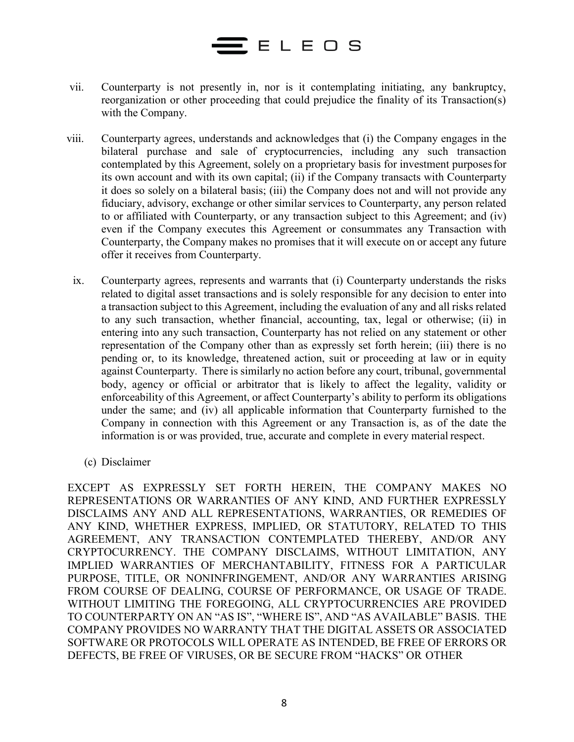vii. Counterparty is not presently in, nor is it contemplating initiating, any bankruptcy, reorganization or other proceeding that could prejudice the finality of its Transaction(s) with the Company.

viii. Counterparty agrees, understands and acknowledges that (i) the Company engages in the bilateral purchase and sale of cryptocurrencies, including any such transaction contemplated by this Agreement, solely on a proprietary basis for investment purposes for its own account and with its own capital; (ii) if the Company transacts with Counterparty it does so solely on a bilateral basis; (iii) the Company does not and will not provide any fiduciary, advisory, exchange or other similar services to Counterparty, any person related to or affiliated with Counterparty, or any transaction subject to this Agreement; and (iv) even if the Company executes this Agreement or consummates any Transaction with Counterparty, the Company makes no promises that it will execute on or accept any future offer it receives from Counterparty.

ix. Counterparty agrees, represents and warrants that (i) Counterparty understands the risks related to digital asset transactions and is solely responsible for any decision to enter into a transaction subject to this Agreement, including the evaluation of any and all risks related to any such transaction, whether financial, accounting, tax, legal or otherwise; (ii) in entering into any such transaction, Counterparty has not relied on any statement or other representation of the Company other than as expressly set forth herein; (iii) there is no pending or, to its knowledge, threatened action, suit or proceeding at law or in equity against Counterparty. There is similarly no action before any court, tribunal, governmental body, agency or official or arbitrator that is likely to affect the legality, validity or enforceability of this Agreement, or affect Counterparty's ability to perform its obligations under the same; and (iv) all applicable information that Counterparty furnished to the Company in connection with this Agreement or any Transaction is, as of the date the information is or was provided, true, accurate and complete in every material respect.

(c) Disclaimer

EXCEPT AS EXPRESSLY SET FORTH HEREIN, THE COMPANY MAKES NO REPRESENTATIONS OR WARRANTIES OF ANY KIND, AND FURTHER EXPRESSLY DISCLAIMS ANY AND ALL REPRESENTATIONS, WARRANTIES, OR REMEDIES OF ANY KIND, WHETHER EXPRESS, IMPLIED, OR STATUTORY, RELATED TO THIS AGREEMENT, ANY TRANSACTION CONTEMPLATED THEREBY, AND/OR ANY CRYPTOCURRENCY. THE COMPANY DISCLAIMS, WITHOUT LIMITATION, ANY IMPLIED WARRANTIES OF MERCHANTABILITY, FITNESS FOR A PARTICULAR PURPOSE, TITLE, OR NONINFRINGEMENT, AND/OR ANY WARRANTIES ARISING FROM COURSE OF DEALING, COURSE OF PERFORMANCE, OR USAGE OF TRADE. WITHOUT LIMITING THE FOREGOING, ALL CRYPTOCURRENCIES ARE PROVIDED TO COUNTERPARTY ON AN "AS IS", "WHERE IS", AND "AS AVAILABLE" BASIS. THE COMPANY PROVIDES NO WARRANTY THAT THE DIGITAL ASSETS OR ASSOCIATED SOFTWARE OR PROTOCOLS WILL OPERATE AS INTENDED, BE FREE OF ERRORS OR DEFECTS, BE FREE OF VIRUSES, OR BE SECURE FROM "HACKS" OR OTHER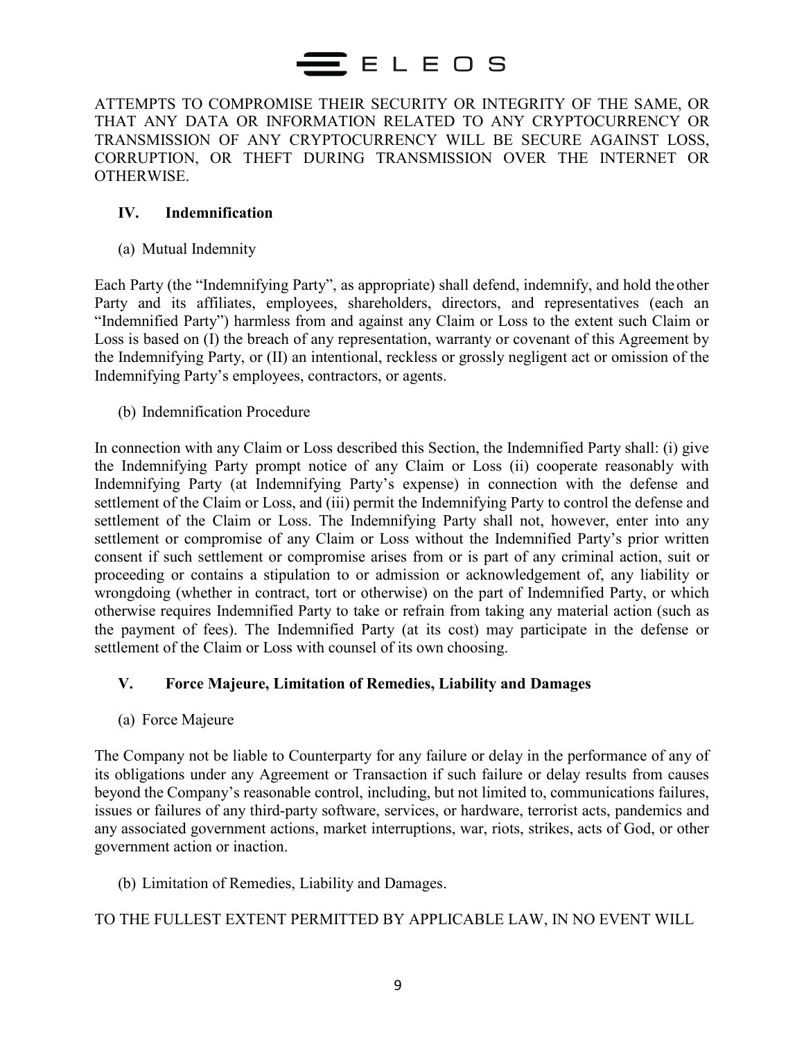ATTEMPTS TO COMPROMISE THEIR SECURITY OR INTEGRITY OF THE SAME, OR THAT ANY DATA OR INFORMATION RELATED TO ANY CRYPTOCURRENCY OR TRANSMISSION OF ANY CRYPTOCURRENCY WILL BE SECURE AGAINST LOSS, CORRUPTION, OR THEFT DURING TRANSMISSION OVER THE INTERNET OR OTHERWISE.

## IV. Indemnification

(a) Mutual Indemnity

Each Party (the "Indemnifying Party", as appropriate) shall defend, indemnify, and hold the other Party and its affiliates, employees, shareholders, directors, and representatives (each an "Indemnified Party") harmless from and against any Claim or Loss to the extent such Claim or Loss is based on (I) the breach of any representation, warranty or covenant of this Agreement by the Indemnifying Party, or (II) an intentional, reckless or grossly negligent act or omission of the Indemnifying Party's employees, contractors, or agents.

(b) Indemnification Procedure

In connection with any Claim or Loss described this Section, the Indemnified Party shall: (i) give the Indemnifying Party prompt notice of any Claim or Loss (ii) cooperate reasonably with Indemnifying Party (at Indemnifying Party's expense) in connection with the defense and settlement of the Claim or Loss, and (iii) permit the Indemnifying Party to control the defense and settlement of the Claim or Loss. The Indemnifying Party shall not, however, enter into any settlement or compromise of any Claim or Loss without the Indemnified Party's prior written consent if such settlement or compromise arises from or is part of any criminal action, suit or proceeding or contains a stipulation to or admission or acknowledgement of, any liability or wrongdoing (whether in contract, tort or otherwise) on the part of Indemnified Party, or which otherwise requires Indemnified Party to take or refrain from taking any material action (such as the payment of fees). The Indemnified Party (at its cost) may participate in the defense or settlement of the Claim or Loss with counsel of its own choosing.

## V. Force Majeure, Limitation of Remedies, Liability and Damages

(a) Force Majeure

The Company not be liable to Counterparty for any failure or delay in the performance of any of its obligations under any Agreement or Transaction if such failure or delay results from causes beyond the Company's reasonable control, including, but not limited to, communications failures, issues or failures of any third-party software, services, or hardware, terrorist acts, pandemics and any associated government actions, market interruptions, war, riots, strikes, acts of God, or other government action or inaction.

(b) Limitation of Remedies, Liability and Damages.

TO THE FULLEST EXTENT PERMITTED BY APPLICABLE LAW, IN NO EVENT WILL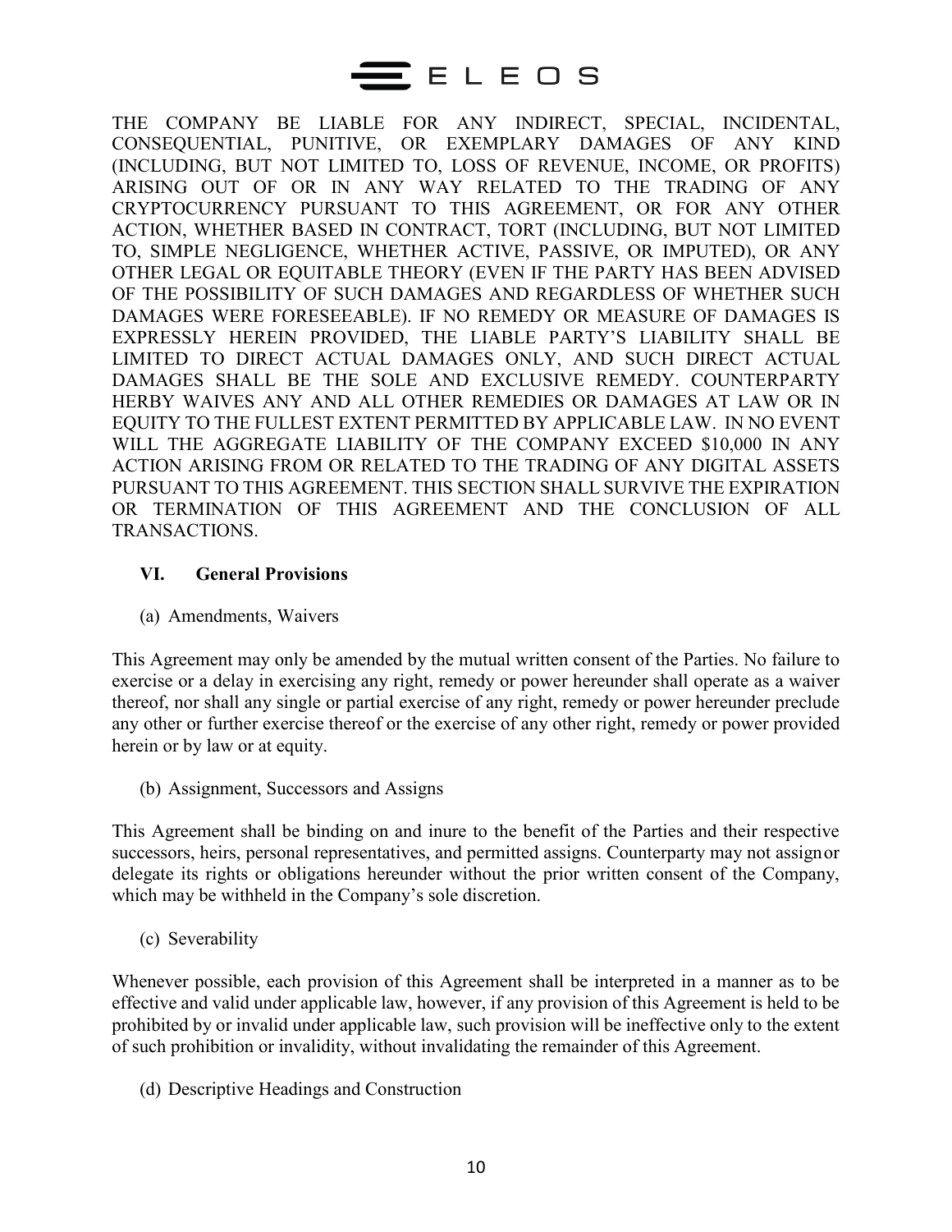THE COMPANY BE LIABLE FOR ANY INDIRECT, SPECIAL, INCIDENTAL, CONSEQUENTIAL, PUNITIVE, OR EXEMPLARY DAMAGES OF ANY KIND (INCLUDING, BUT NOT LIMITED TO, LOSS OF REVENUE, INCOME, OR PROFITS) ARISING OUT OF OR IN ANY WAY RELATED TO THE TRADING OF ANY CRYPTOCURRENCY PURSUANT TO THIS AGREEMENT, OR FOR ANY OTHER ACTION, WHETHER BASED IN CONTRACT, TORT (INCLUDING, BUT NOT LIMITED TO, SIMPLE NEGLIGENCE, WHETHER ACTIVE, PASSIVE, OR IMPUTED), OR ANY OTHER LEGAL OR EQUITABLE THEORY (EVEN IF THE PARTY HAS BEEN ADVISED OF THE POSSIBILITY OF SUCH DAMAGES AND REGARDLESS OF WHETHER SUCH DAMAGES WERE FORESEEABLE). IF NO REMEDY OR MEASURE OF DAMAGES IS EXPRESSLY HEREIN PROVIDED, THE LIABLE PARTY'S LIABILITY SHALL BE LIMITED TO DIRECT ACTUAL DAMAGES ONLY, AND SUCH DIRECT ACTUAL DAMAGES SHALL BE THE SOLE AND EXCLUSIVE REMEDY. COUNTERPARTY HERBY WAIVES ANY AND ALL OTHER REMEDIES OR DAMAGES AT LAW OR IN EQUITY TO THE FULLEST EXTENT PERMITTED BY APPLICABLE LAW. IN NO EVENT WILL THE AGGREGATE LIABILITY OF THE COMPANY EXCEED $10,000 IN ANY ACTION ARISING FROM OR RELATED TO THE TRADING OF ANY DIGITAL ASSETS PURSUANT TO THIS AGREEMENT. THIS SECTION SHALL SURVIVE THE EXPIRATION OR TERMINATION OF THIS AGREEMENT AND THE CONCLUSION OF ALL TRANSACTIONS.

## VI. General Provisions

(a) Amendments, Waivers

This Agreement may only be amended by the mutual written consent of the Parties. No failure to exercise or a delay in exercising any right, remedy or power hereunder shall operate as a waiver thereof, nor shall any single or partial exercise of any right, remedy or power hereunder preclude any other or further exercise thereof or the exercise of any other right, remedy or power provided herein or by law or at equity.

(b) Assignment, Successors and Assigns

This Agreement shall be binding on and inure to the benefit of the Parties and their respective successors, heirs, personal representatives, and permitted assigns. Counterparty may not assign or delegate its rights or obligations hereunder without the prior written consent of the Company, which may be withheld in the Company's sole discretion.

(c) Severability

Whenever possible, each provision of this Agreement shall be interpreted in a manner as to be effective and valid under applicable law, however, if any provision of this Agreement is held to be prohibited by or invalid under applicable law, such provision will be ineffective only to the extent of such prohibition or invalidity, without invalidating the remainder of this Agreement.

(d) Descriptive Headings and Construction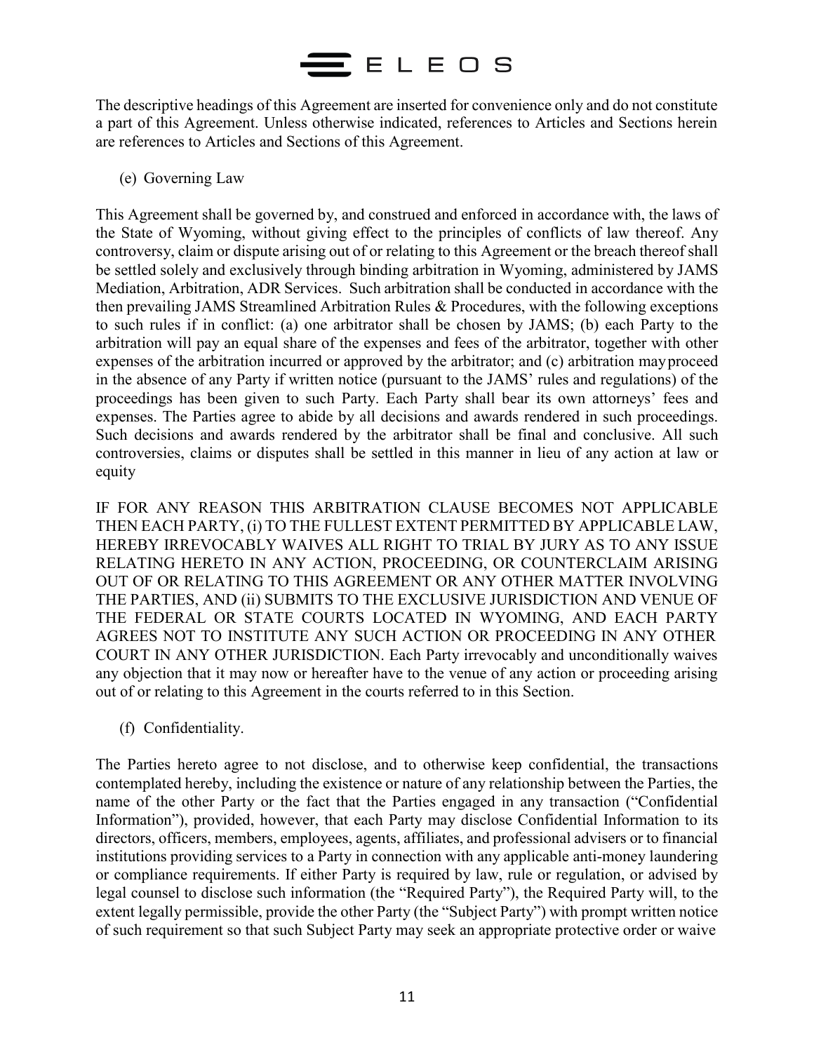The descriptive headings of this Agreement are inserted for convenience only and do not constitute a part of this Agreement. Unless otherwise indicated, references to Articles and Sections herein are references to Articles and Sections of this Agreement.

(e) Governing Law

This Agreement shall be governed by, and construed and enforced in accordance with, the laws of the State of Wyoming, without giving effect to the principles of conflicts of law thereof. Any controversy, claim or dispute arising out of or relating to this Agreement or the breach thereof shall be settled solely and exclusively through binding arbitration in Wyoming, administered by JAMS Mediation, Arbitration, ADR Services. Such arbitration shall be conducted in accordance with the then prevailing JAMS Streamlined Arbitration Rules & Procedures, with the following exceptions to such rules if in conflict: (a) one arbitrator shall be chosen by JAMS; (b) each Party to the arbitration will pay an equal share of the expenses and fees of the arbitrator, together with other expenses of the arbitration incurred or approved by the arbitrator; and (c) arbitration may proceed in the absence of any Party if written notice (pursuant to the JAMS' rules and regulations) of the proceedings has been given to such Party. Each Party shall bear its own attorneys' fees and expenses. The Parties agree to abide by all decisions and awards rendered in such proceedings. Such decisions and awards rendered by the arbitrator shall be final and conclusive. All such controversies, claims or disputes shall be settled in this manner in lieu of any action at law or equity

IF FOR ANY REASON THIS ARBITRATION CLAUSE BECOMES NOT APPLICABLE THEN EACH PARTY, (i) TO THE FULLEST EXTENT PERMITTED BY APPLICABLE LAW, HEREBY IRREVOCABLY WAIVES ALL RIGHT TO TRIAL BY JURY AS TO ANY ISSUE RELATING HERETO IN ANY ACTION, PROCEEDING, OR COUNTERCLAIM ARISING OUT OF OR RELATING TO THIS AGREEMENT OR ANY OTHER MATTER INVOLVING THE PARTIES, AND (ii) SUBMITS TO THE EXCLUSIVE JURISDICTION AND VENUE OF THE FEDERAL OR STATE COURTS LOCATED IN WYOMING, AND EACH PARTY AGREES NOT TO INSTITUTE ANY SUCH ACTION OR PROCEEDING IN ANY OTHER COURT IN ANY OTHER JURISDICTION. Each Party irrevocably and unconditionally waives any objection that it may now or hereafter have to the venue of any action or proceeding arising out of or relating to this Agreement in the courts referred to in this Section.

(f) Confidentiality.

The Parties hereto agree to not disclose, and to otherwise keep confidential, the transactions contemplated hereby, including the existence or nature of any relationship between the Parties, the name of the other Party or the fact that the Parties engaged in any transaction ("Confidential Information"), provided, however, that each Party may disclose Confidential Information to its directors, officers, members, employees, agents, affiliates, and professional advisers or to financial institutions providing services to a Party in connection with any applicable anti-money laundering or compliance requirements. If either Party is required by law, rule or regulation, or advised by legal counsel to disclose such information (the "Required Party"), the Required Party will, to the extent legally permissible, provide the other Party (the "Subject Party") with prompt written notice of such requirement so that such Subject Party may seek an appropriate protective order or waive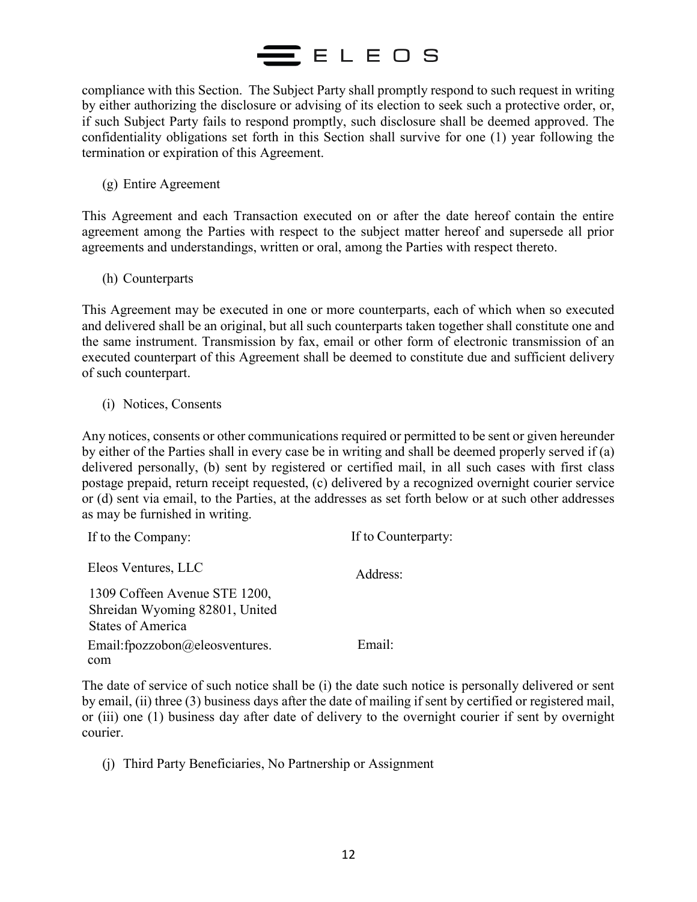compliance with this Section. The Subject Party shall promptly respond to such request in writing by either authorizing the disclosure or advising of its election to seek such a protective order, or, if such Subject Party fails to respond promptly, such disclosure shall be deemed approved. The confidentiality obligations set forth in this Section shall survive for one (1) year following the termination or expiration of this Agreement.

(g) Entire Agreement

This Agreement and each Transaction executed on or after the date hereof contain the entire agreement among the Parties with respect to the subject matter hereof and supersede all prior agreements and understandings, written or oral, among the Parties with respect thereto.

(h) Counterparts

This Agreement may be executed in one or more counterparts, each of which when so executed and delivered shall be an original, but all such counterparts taken together shall constitute one and the same instrument. Transmission by fax, email or other form of electronic transmission of an executed counterpart of this Agreement shall be deemed to constitute due and sufficient delivery of such counterpart.

(i) Notices, Consents

Any notices, consents or other communications required or permitted to be sent or given hereunder by either of the Parties shall in every case be in writing and shall be deemed properly served if (a) delivered personally, (b) sent by registered or certified mail, in all such cases with first class postage prepaid, return receipt requested, (c) delivered by a recognized overnight courier service or (d) sent via email, to the Parties, at the addresses as set forth below or at such other addresses as may be furnished in writing.

| If to the Company: | If to Counterparty: |
| --- | --- |
| Eleos Ventures, LLC | Address: |
| 1309 Coffeen Avenue STE 1200, Shreidan Wyoming 82801, United States of America | |
| Email:fpozzobon@eleosventures.com | Email: |

The date of service of such notice shall be (i) the date such notice is personally delivered or sent by email, (ii) three (3) business days after the date of mailing if sent by certified or registered mail, or (iii) one (1) business day after date of delivery to the overnight courier if sent by overnight courier.

(j) Third Party Beneficiaries, No Partnership or Assignment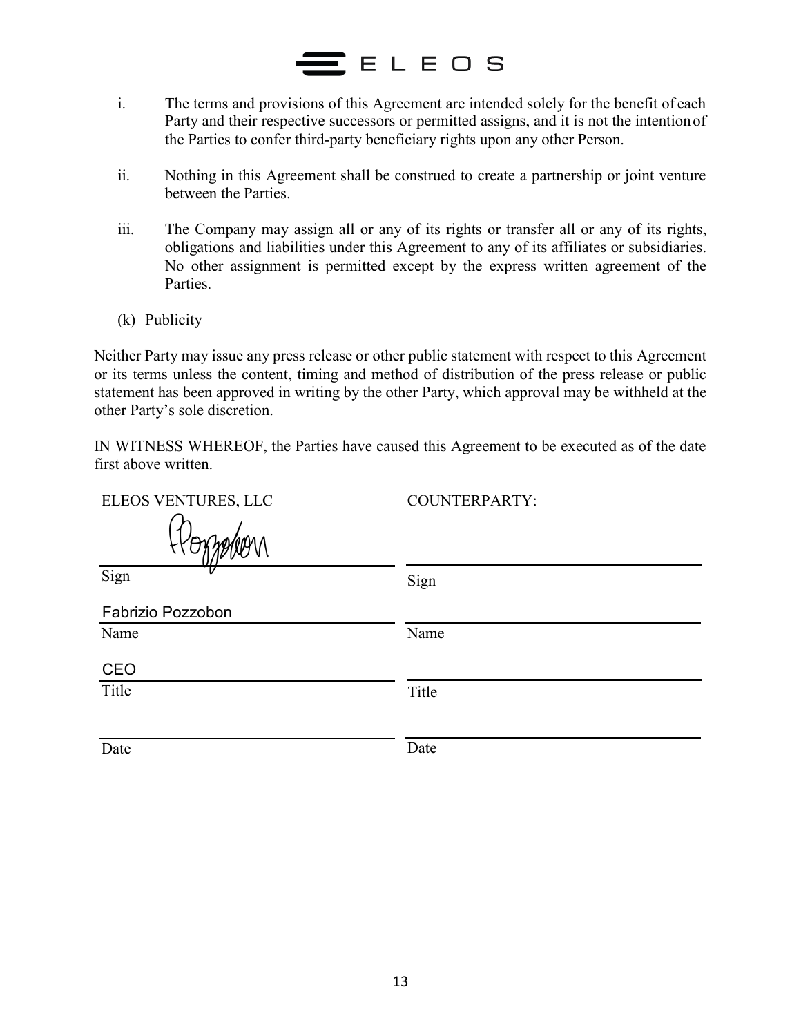i. The terms and provisions of this Agreement are intended solely for the benefit of each Party and their respective successors or permitted assigns, and it is not the intention of the Parties to confer third-party beneficiary rights upon any other Person.

ii. Nothing in this Agreement shall be construed to create a partnership or joint venture between the Parties.

iii. The Company may assign all or any of its rights or transfer all or any of its rights, obligations and liabilities under this Agreement to any of its affiliates or subsidiaries. No other assignment is permitted except by the express written agreement of the Parties.

(k) Publicity

Neither Party may issue any press release or other public statement with respect to this Agreement or its terms unless the content, timing and method of distribution of the press release or public statement has been approved in writing by the other Party, which approval may be withheld at the other Party's sole discretion.

IN WITNESS WHEREOF, the Parties have caused this Agreement to be executed as of the date first above written.

| ELEOS VENTURES, LLC | COUNTERPARTY: |
|---|---|
| [signature] | |
| Sign | Sign |
| Fabrizio Pozzobon | |
| Name | Name |
| CEO | |
| Title | Title |
| | |
| Date | Date |